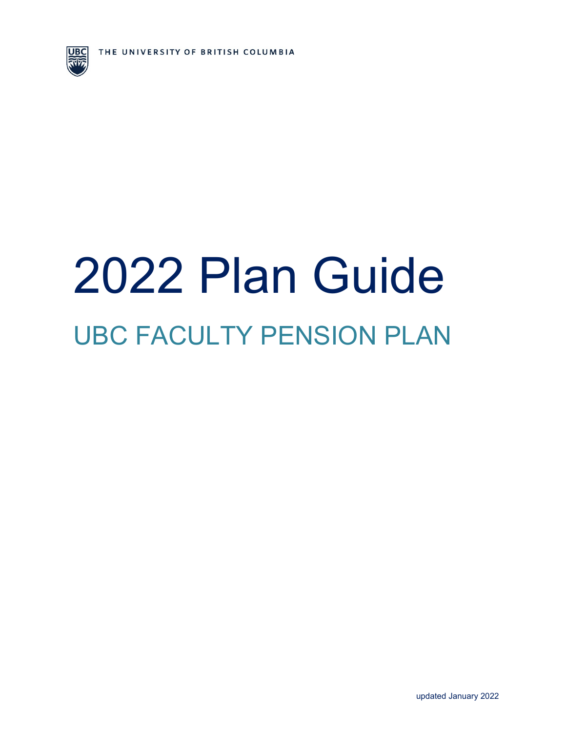THE UNIVERSITY OF BRITISH COLUMBIA

# 2022 Plan Guide

## UBC FACULTY PENSION PLAN

updated January 2022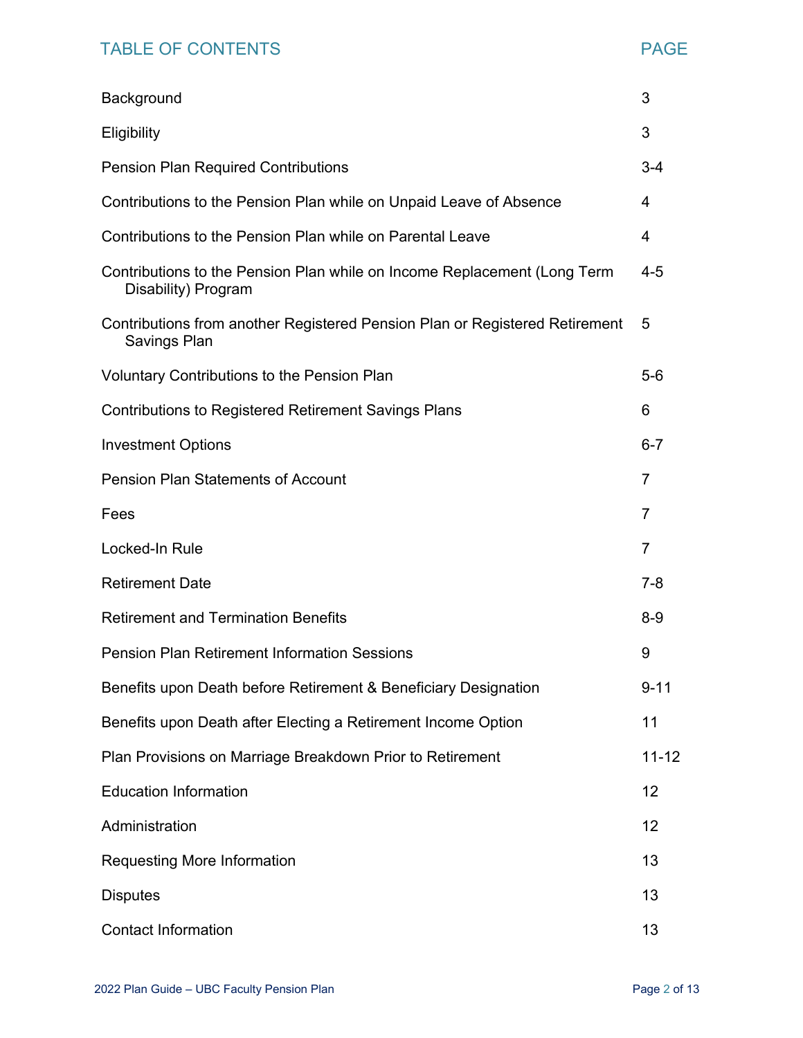## TABLE OF CONTENTS

| | PAGE |
|---|---|
| Background | 3 |
| Eligibility | 3 |
| Pension Plan Required Contributions | 3-4 |
| Contributions to the Pension Plan while on Unpaid Leave of Absence | 4 |
| Contributions to the Pension Plan while on Parental Leave | 4 |
| Contributions to the Pension Plan while on Income Replacement (Long Term Disability) Program | 4-5 |
| Contributions from another Registered Pension Plan or Registered Retirement Savings Plan | 5 |
| Voluntary Contributions to the Pension Plan | 5-6 |
| Contributions to Registered Retirement Savings Plans | 6 |
| Investment Options | 6-7 |
| Pension Plan Statements of Account | 7 |
| Fees | 7 |
| Locked-In Rule | 7 |
| Retirement Date | 7-8 |
| Retirement and Termination Benefits | 8-9 |
| Pension Plan Retirement Information Sessions | 9 |
| Benefits upon Death before Retirement & Beneficiary Designation | 9-11 |
| Benefits upon Death after Electing a Retirement Income Option | 11 |
| Plan Provisions on Marriage Breakdown Prior to Retirement | 11-12 |
| Education Information | 12 |
| Administration | 12 |
| Requesting More Information | 13 |
| Disputes | 13 |
| Contact Information | 13 |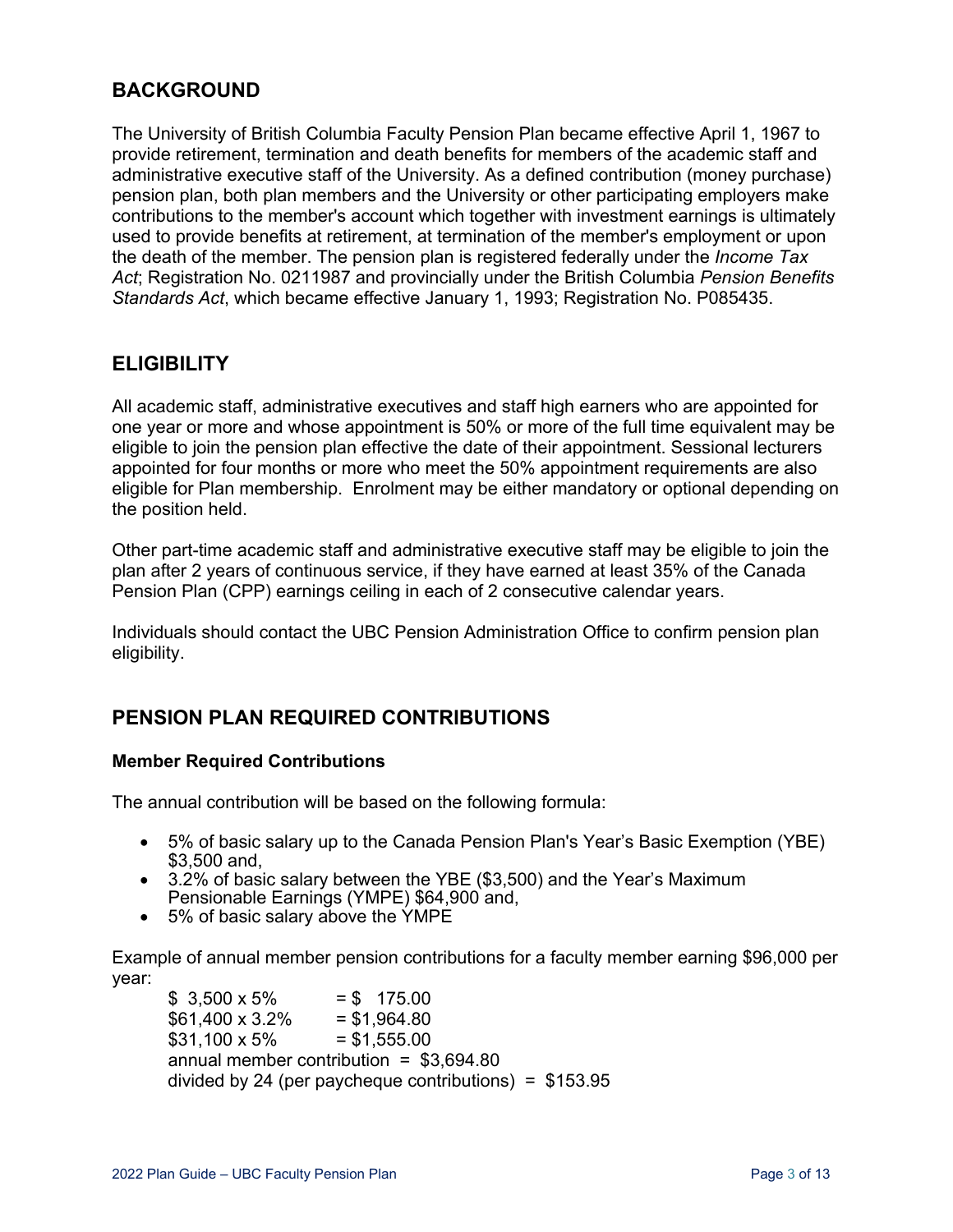## BACKGROUND

The University of British Columbia Faculty Pension Plan became effective April 1, 1967 to provide retirement, termination and death benefits for members of the academic staff and administrative executive staff of the University. As a defined contribution (money purchase) pension plan, both plan members and the University or other participating employers make contributions to the member's account which together with investment earnings is ultimately used to provide benefits at retirement, at termination of the member's employment or upon the death of the member. The pension plan is registered federally under the *Income Tax Act*; Registration No. 0211987 and provincially under the British Columbia *Pension Benefits Standards Act*, which became effective January 1, 1993; Registration No. P085435.

## ELIGIBILITY

All academic staff, administrative executives and staff high earners who are appointed for one year or more and whose appointment is 50% or more of the full time equivalent may be eligible to join the pension plan effective the date of their appointment. Sessional lecturers appointed for four months or more who meet the 50% appointment requirements are also eligible for Plan membership. Enrolment may be either mandatory or optional depending on the position held.

Other part-time academic staff and administrative executive staff may be eligible to join the plan after 2 years of continuous service, if they have earned at least 35% of the Canada Pension Plan (CPP) earnings ceiling in each of 2 consecutive calendar years.

Individuals should contact the UBC Pension Administration Office to confirm pension plan eligibility.

## PENSION PLAN REQUIRED CONTRIBUTIONS

### Member Required Contributions

The annual contribution will be based on the following formula:

- 5% of basic salary up to the Canada Pension Plan's Year's Basic Exemption (YBE) $3,500 and,
- 3.2% of basic salary between the YBE ($3,500) and the Year's Maximum Pensionable Earnings (YMPE) $64,900 and,
- 5% of basic salary above the YMPE

Example of annual member pension contributions for a faculty member earning $96,000 per year:

$ 3,500 x 5% = $ 175.00
$61,400 x 3.2% = $1,964.80
$31,100 x 5% = $1,555.00
annual member contribution = $3,694.80
divided by 24 (per paycheque contributions) = $153.95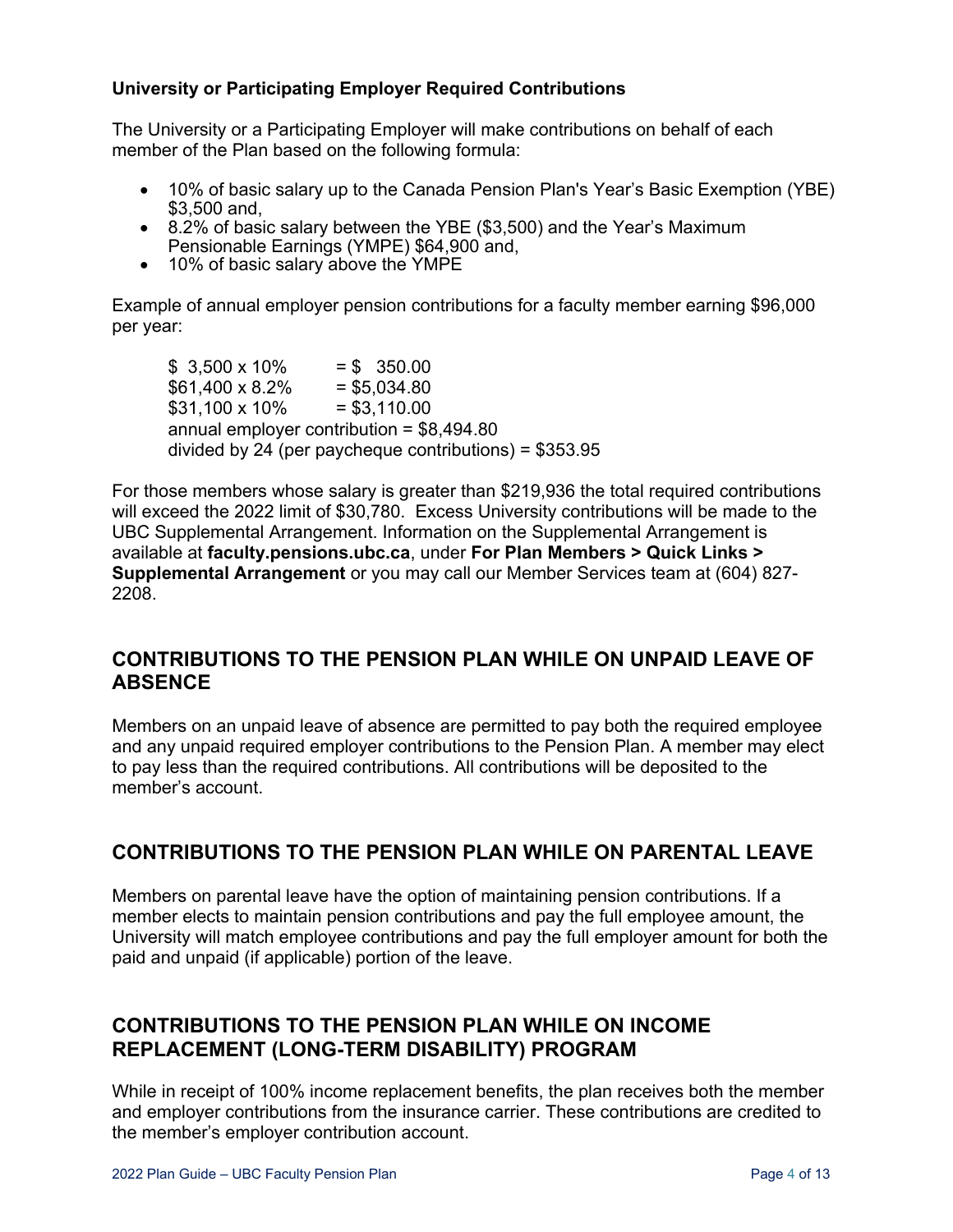### University or Participating Employer Required Contributions

The University or a Participating Employer will make contributions on behalf of each member of the Plan based on the following formula:

- 10% of basic salary up to the Canada Pension Plan's Year's Basic Exemption (YBE) $3,500 and,
- 8.2% of basic salary between the YBE ($3,500) and the Year's Maximum Pensionable Earnings (YMPE) $64,900 and,
- 10% of basic salary above the YMPE

Example of annual employer pension contributions for a faculty member earning $96,000 per year:

$ 3,500 x 10% = $ 350.00
$61,400 x 8.2% = $5,034.80
$31,100 x 10% = $3,110.00
annual employer contribution = $8,494.80
divided by 24 (per paycheque contributions) = $353.95

For those members whose salary is greater than $219,936 the total required contributions will exceed the 2022 limit of $30,780. Excess University contributions will be made to the UBC Supplemental Arrangement. Information on the Supplemental Arrangement is available at **faculty.pensions.ubc.ca**, under **For Plan Members > Quick Links > Supplemental Arrangement** or you may call our Member Services team at (604) 827-2208.

## CONTRIBUTIONS TO THE PENSION PLAN WHILE ON UNPAID LEAVE OF ABSENCE

Members on an unpaid leave of absence are permitted to pay both the required employee and any unpaid required employer contributions to the Pension Plan. A member may elect to pay less than the required contributions. All contributions will be deposited to the member's account.

## CONTRIBUTIONS TO THE PENSION PLAN WHILE ON PARENTAL LEAVE

Members on parental leave have the option of maintaining pension contributions. If a member elects to maintain pension contributions and pay the full employee amount, the University will match employee contributions and pay the full employer amount for both the paid and unpaid (if applicable) portion of the leave.

## CONTRIBUTIONS TO THE PENSION PLAN WHILE ON INCOME REPLACEMENT (LONG-TERM DISABILITY) PROGRAM

While in receipt of 100% income replacement benefits, the plan receives both the member and employer contributions from the insurance carrier. These contributions are credited to the member's employer contribution account.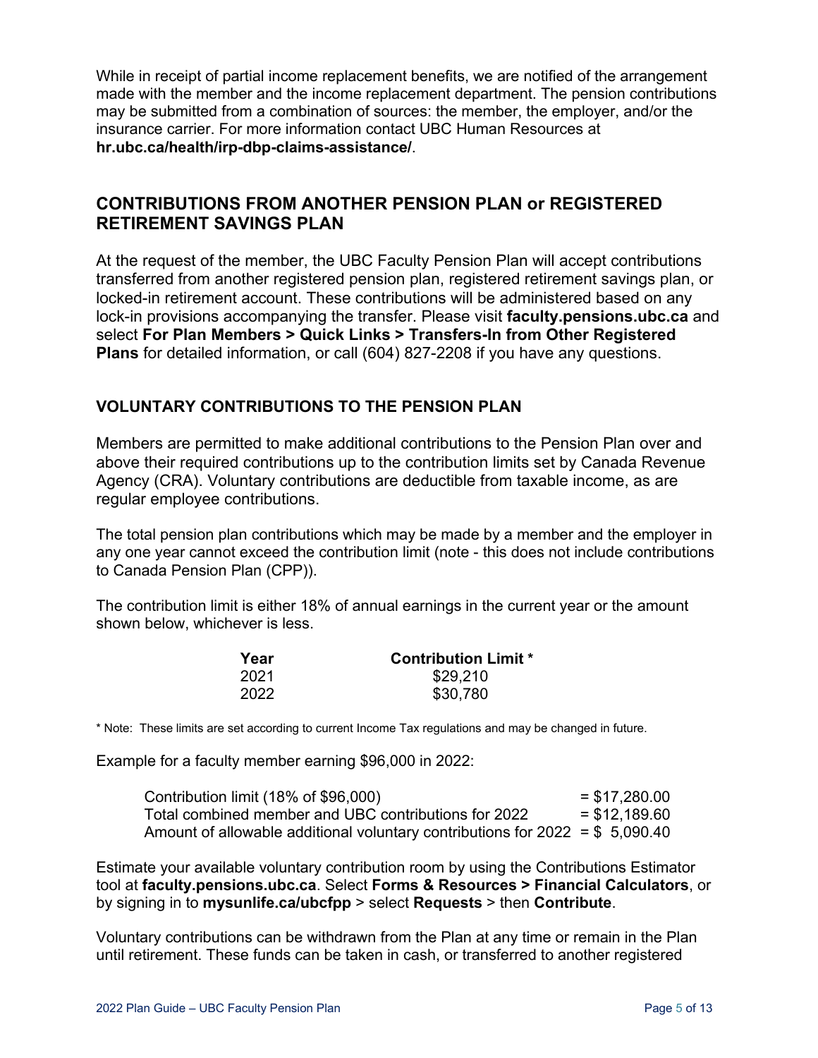While in receipt of partial income replacement benefits, we are notified of the arrangement made with the member and the income replacement department. The pension contributions may be submitted from a combination of sources: the member, the employer, and/or the insurance carrier. For more information contact UBC Human Resources at **hr.ubc.ca/health/irp-dbp-claims-assistance/**.

## CONTRIBUTIONS FROM ANOTHER PENSION PLAN or REGISTERED RETIREMENT SAVINGS PLAN

At the request of the member, the UBC Faculty Pension Plan will accept contributions transferred from another registered pension plan, registered retirement savings plan, or locked-in retirement account. These contributions will be administered based on any lock-in provisions accompanying the transfer. Please visit **faculty.pensions.ubc.ca** and select **For Plan Members > Quick Links > Transfers-In from Other Registered Plans** for detailed information, or call (604) 827-2208 if you have any questions.

### VOLUNTARY CONTRIBUTIONS TO THE PENSION PLAN

Members are permitted to make additional contributions to the Pension Plan over and above their required contributions up to the contribution limits set by Canada Revenue Agency (CRA). Voluntary contributions are deductible from taxable income, as are regular employee contributions.

The total pension plan contributions which may be made by a member and the employer in any one year cannot exceed the contribution limit (note - this does not include contributions to Canada Pension Plan (CPP)).

The contribution limit is either 18% of annual earnings in the current year or the amount shown below, whichever is less.

| Year | Contribution Limit * |
|---|---|
| 2021 | $29,210 |
| 2022 | $30,780 |

* Note: These limits are set according to current Income Tax regulations and may be changed in future.

Example for a faculty member earning $96,000 in 2022:

| | |
|---|---|
| Contribution limit (18% of $96,000) | = $17,280.00 |
| Total combined member and UBC contributions for 2022 | = $12,189.60 |
| Amount of allowable additional voluntary contributions for 2022 | = $ 5,090.40 |

Estimate your available voluntary contribution room by using the Contributions Estimator tool at **faculty.pensions.ubc.ca**. Select **Forms & Resources > Financial Calculators**, or by signing in to **mysunlife.ca/ubcfpp** > select **Requests** > then **Contribute**.

Voluntary contributions can be withdrawn from the Plan at any time or remain in the Plan until retirement. These funds can be taken in cash, or transferred to another registered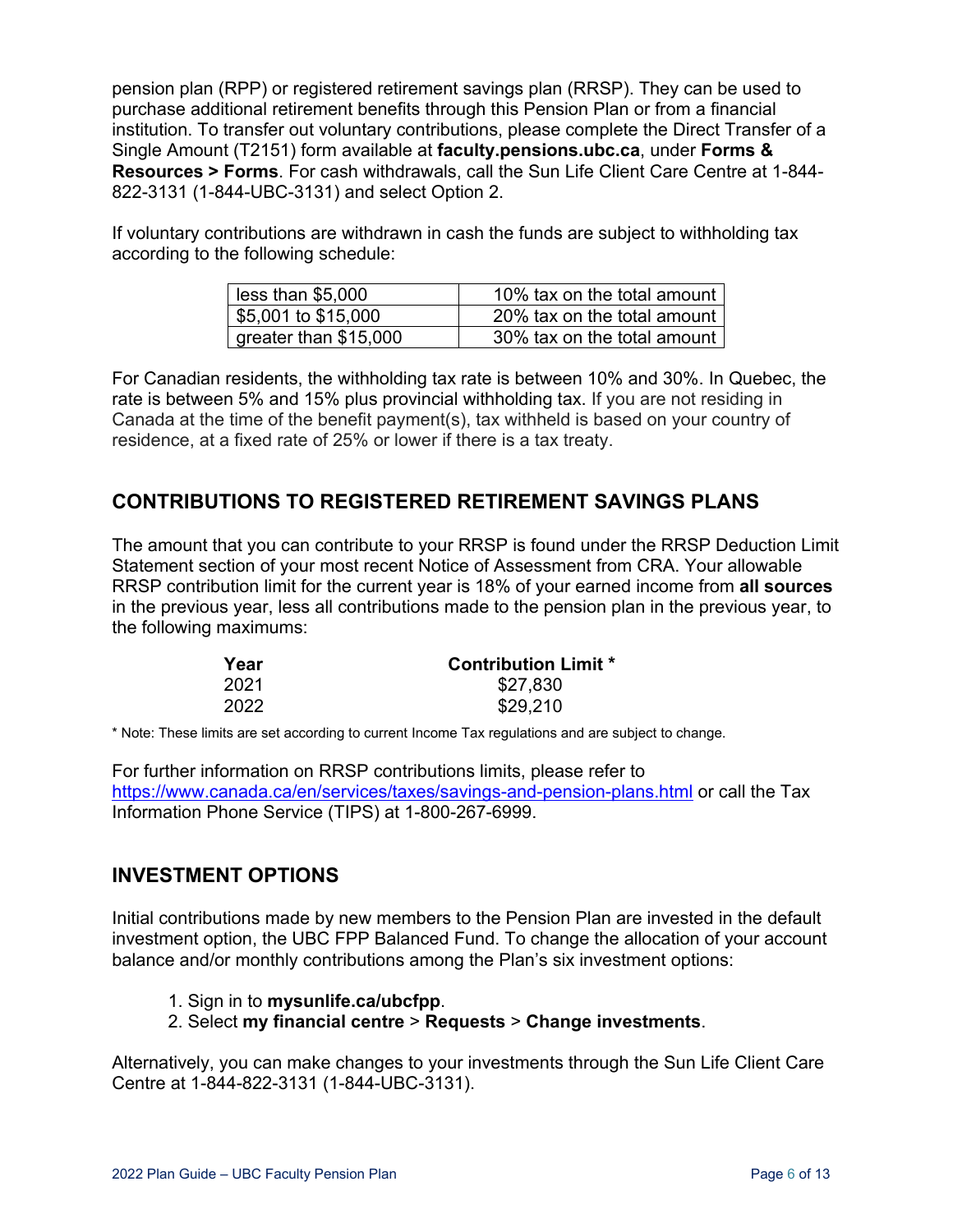pension plan (RPP) or registered retirement savings plan (RRSP). They can be used to purchase additional retirement benefits through this Pension Plan or from a financial institution. To transfer out voluntary contributions, please complete the Direct Transfer of a Single Amount (T2151) form available at **faculty.pensions.ubc.ca**, under **Forms & Resources > Forms**. For cash withdrawals, call the Sun Life Client Care Centre at 1-844-822-3131 (1-844-UBC-3131) and select Option 2.

If voluntary contributions are withdrawn in cash the funds are subject to withholding tax according to the following schedule:

| | |
|---|---|
| less than $5,000 | 10% tax on the total amount |
| $5,001 to $15,000 | 20% tax on the total amount |
| greater than $15,000 | 30% tax on the total amount |

For Canadian residents, the withholding tax rate is between 10% and 30%. In Quebec, the rate is between 5% and 15% plus provincial withholding tax. If you are not residing in Canada at the time of the benefit payment(s), tax withheld is based on your country of residence, at a fixed rate of 25% or lower if there is a tax treaty.

## CONTRIBUTIONS TO REGISTERED RETIREMENT SAVINGS PLANS

The amount that you can contribute to your RRSP is found under the RRSP Deduction Limit Statement section of your most recent Notice of Assessment from CRA. Your allowable RRSP contribution limit for the current year is 18% of your earned income from **all sources** in the previous year, less all contributions made to the pension plan in the previous year, to the following maximums:

| Year | Contribution Limit * |
|---|---|
| 2021 | $27,830 |
| 2022 | $29,210 |

* Note: These limits are set according to current Income Tax regulations and are subject to change.

For further information on RRSP contributions limits, please refer to https://www.canada.ca/en/services/taxes/savings-and-pension-plans.html or call the Tax Information Phone Service (TIPS) at 1-800-267-6999.

## INVESTMENT OPTIONS

Initial contributions made by new members to the Pension Plan are invested in the default investment option, the UBC FPP Balanced Fund. To change the allocation of your account balance and/or monthly contributions among the Plan's six investment options:

1. Sign in to **mysunlife.ca/ubcfpp**.
2. Select **my financial centre** > **Requests** > **Change investments**.

Alternatively, you can make changes to your investments through the Sun Life Client Care Centre at 1-844-822-3131 (1-844-UBC-3131).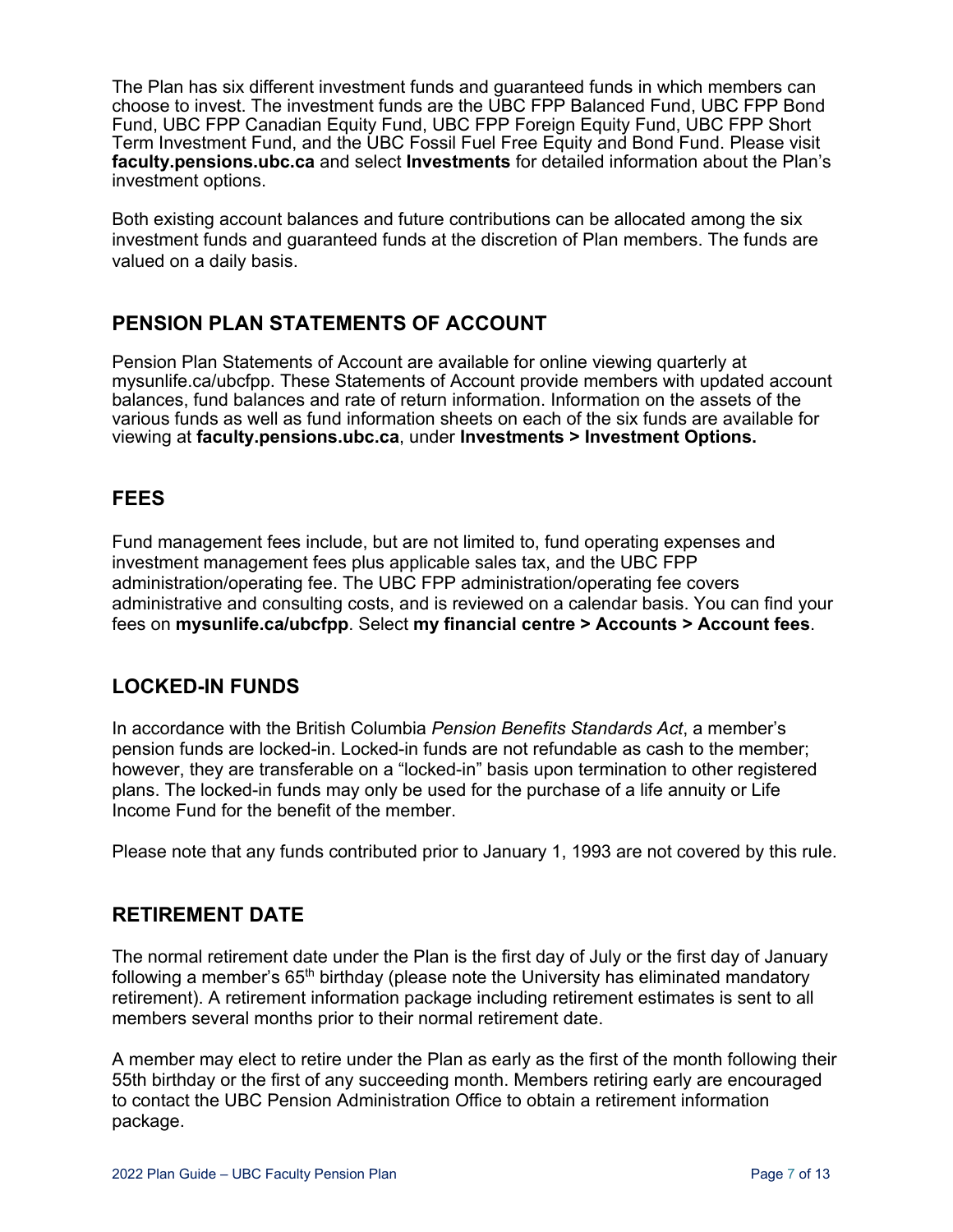The Plan has six different investment funds and guaranteed funds in which members can choose to invest. The investment funds are the UBC FPP Balanced Fund, UBC FPP Bond Fund, UBC FPP Canadian Equity Fund, UBC FPP Foreign Equity Fund, UBC FPP Short Term Investment Fund, and the UBC Fossil Fuel Free Equity and Bond Fund. Please visit **faculty.pensions.ubc.ca** and select **Investments** for detailed information about the Plan's investment options.

Both existing account balances and future contributions can be allocated among the six investment funds and guaranteed funds at the discretion of Plan members. The funds are valued on a daily basis.

## PENSION PLAN STATEMENTS OF ACCOUNT

Pension Plan Statements of Account are available for online viewing quarterly at mysunlife.ca/ubcfpp. These Statements of Account provide members with updated account balances, fund balances and rate of return information. Information on the assets of the various funds as well as fund information sheets on each of the six funds are available for viewing at **faculty.pensions.ubc.ca**, under **Investments > Investment Options.**

## FEES

Fund management fees include, but are not limited to, fund operating expenses and investment management fees plus applicable sales tax, and the UBC FPP administration/operating fee. The UBC FPP administration/operating fee covers administrative and consulting costs, and is reviewed on a calendar basis. You can find your fees on **mysunlife.ca/ubcfpp**. Select **my financial centre > Accounts > Account fees**.

## LOCKED-IN FUNDS

In accordance with the British Columbia *Pension Benefits Standards Act*, a member's pension funds are locked-in. Locked-in funds are not refundable as cash to the member; however, they are transferable on a "locked-in" basis upon termination to other registered plans. The locked-in funds may only be used for the purchase of a life annuity or Life Income Fund for the benefit of the member.

Please note that any funds contributed prior to January 1, 1993 are not covered by this rule.

## RETIREMENT DATE

The normal retirement date under the Plan is the first day of July or the first day of January following a member's 65th birthday (please note the University has eliminated mandatory retirement). A retirement information package including retirement estimates is sent to all members several months prior to their normal retirement date.

A member may elect to retire under the Plan as early as the first of the month following their 55th birthday or the first of any succeeding month. Members retiring early are encouraged to contact the UBC Pension Administration Office to obtain a retirement information package.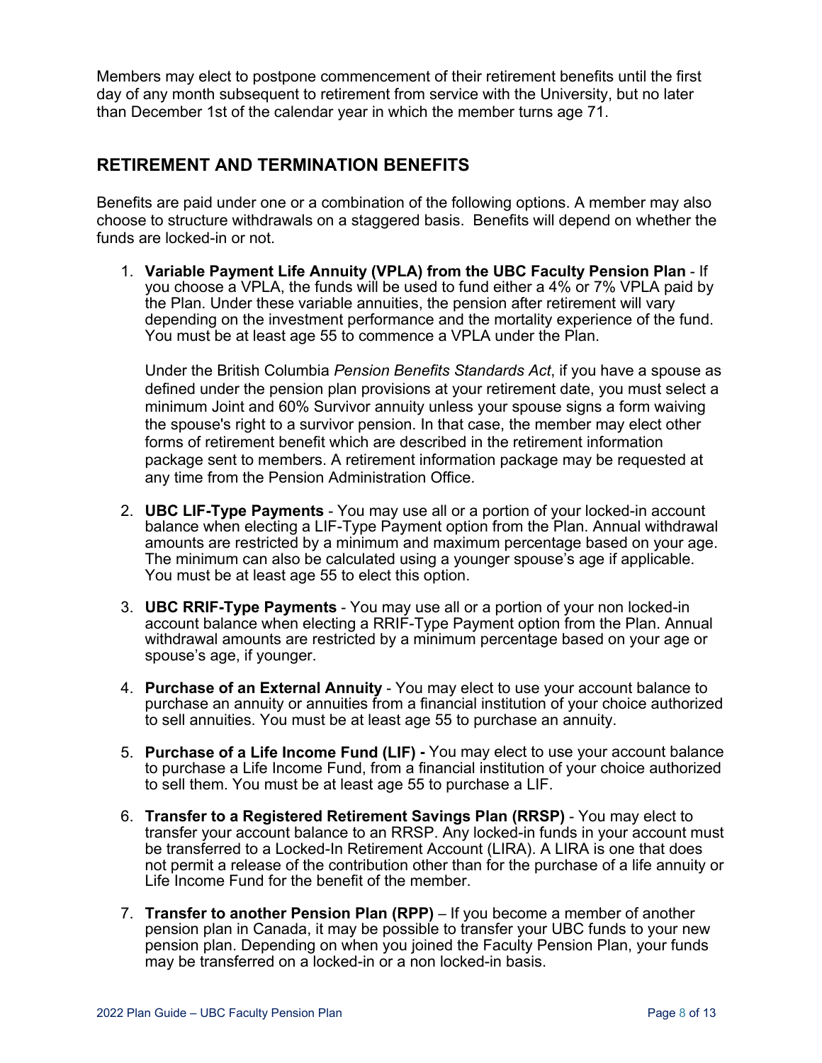Members may elect to postpone commencement of their retirement benefits until the first day of any month subsequent to retirement from service with the University, but no later than December 1st of the calendar year in which the member turns age 71.

## RETIREMENT AND TERMINATION BENEFITS

Benefits are paid under one or a combination of the following options. A member may also choose to structure withdrawals on a staggered basis. Benefits will depend on whether the funds are locked-in or not.

1. **Variable Payment Life Annuity (VPLA) from the UBC Faculty Pension Plan** - If you choose a VPLA, the funds will be used to fund either a 4% or 7% VPLA paid by the Plan. Under these variable annuities, the pension after retirement will vary depending on the investment performance and the mortality experience of the fund. You must be at least age 55 to commence a VPLA under the Plan.

   Under the British Columbia *Pension Benefits Standards Act*, if you have a spouse as defined under the pension plan provisions at your retirement date, you must select a minimum Joint and 60% Survivor annuity unless your spouse signs a form waiving the spouse's right to a survivor pension. In that case, the member may elect other forms of retirement benefit which are described in the retirement information package sent to members. A retirement information package may be requested at any time from the Pension Administration Office.

2. **UBC LIF-Type Payments** - You may use all or a portion of your locked-in account balance when electing a LIF-Type Payment option from the Plan. Annual withdrawal amounts are restricted by a minimum and maximum percentage based on your age. The minimum can also be calculated using a younger spouse's age if applicable. You must be at least age 55 to elect this option.

3. **UBC RRIF-Type Payments** - You may use all or a portion of your non locked-in account balance when electing a RRIF-Type Payment option from the Plan. Annual withdrawal amounts are restricted by a minimum percentage based on your age or spouse's age, if younger.

4. **Purchase of an External Annuity** - You may elect to use your account balance to purchase an annuity or annuities from a financial institution of your choice authorized to sell annuities. You must be at least age 55 to purchase an annuity.

5. **Purchase of a Life Income Fund (LIF) -** You may elect to use your account balance to purchase a Life Income Fund, from a financial institution of your choice authorized to sell them. You must be at least age 55 to purchase a LIF.

6. **Transfer to a Registered Retirement Savings Plan (RRSP)** - You may elect to transfer your account balance to an RRSP. Any locked-in funds in your account must be transferred to a Locked-In Retirement Account (LIRA). A LIRA is one that does not permit a release of the contribution other than for the purchase of a life annuity or Life Income Fund for the benefit of the member.

7. **Transfer to another Pension Plan (RPP)** – If you become a member of another pension plan in Canada, it may be possible to transfer your UBC funds to your new pension plan. Depending on when you joined the Faculty Pension Plan, your funds may be transferred on a locked-in or a non locked-in basis.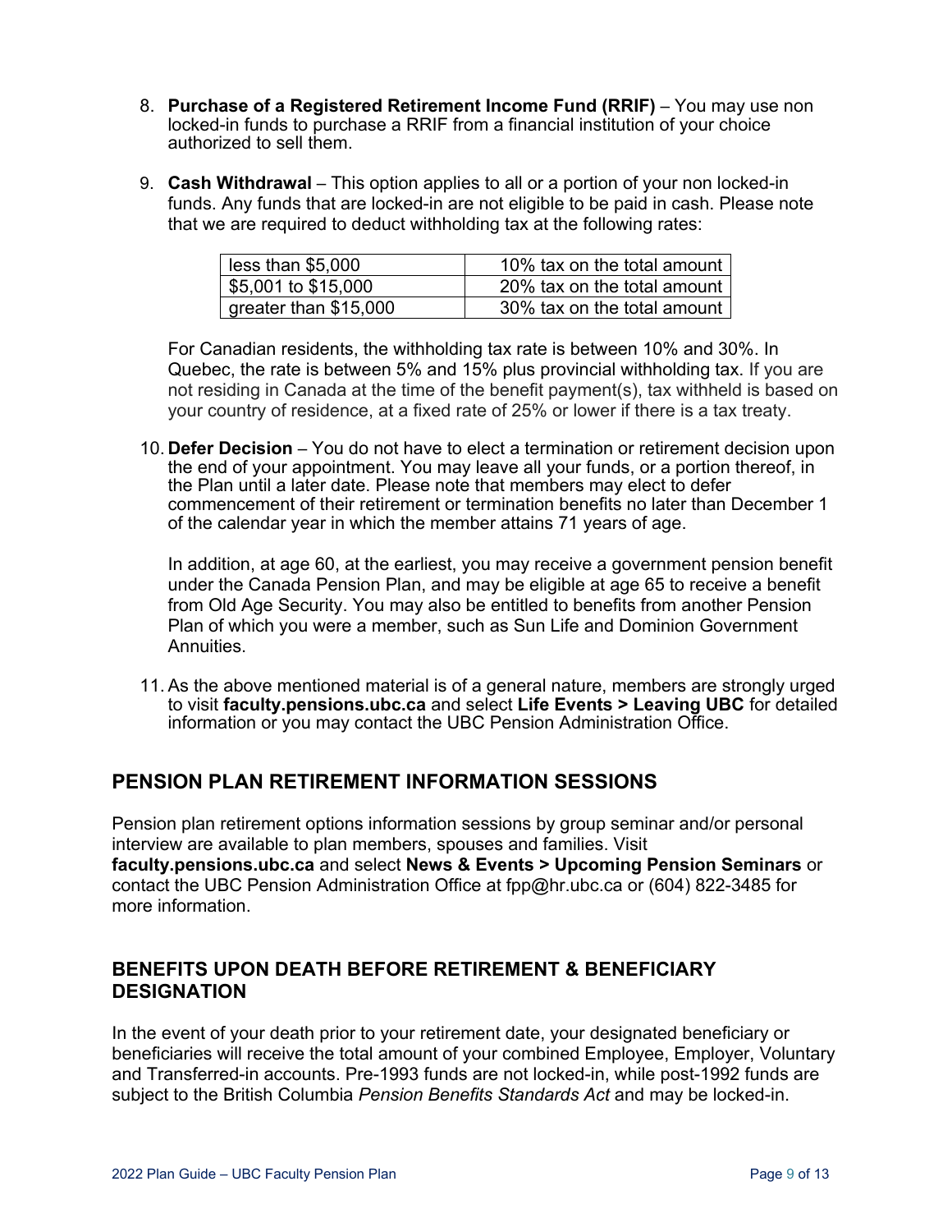8. **Purchase of a Registered Retirement Income Fund (RRIF)** – You may use non locked-in funds to purchase a RRIF from a financial institution of your choice authorized to sell them.

9. **Cash Withdrawal** – This option applies to all or a portion of your non locked-in funds. Any funds that are locked-in are not eligible to be paid in cash. Please note that we are required to deduct withholding tax at the following rates:

| | |
|---|---|
| less than $5,000 | 10% tax on the total amount |
| $5,001 to $15,000 | 20% tax on the total amount |
| greater than $15,000 | 30% tax on the total amount |

   For Canadian residents, the withholding tax rate is between 10% and 30%. In Quebec, the rate is between 5% and 15% plus provincial withholding tax. If you are not residing in Canada at the time of the benefit payment(s), tax withheld is based on your country of residence, at a fixed rate of 25% or lower if there is a tax treaty.

10. **Defer Decision** – You do not have to elect a termination or retirement decision upon the end of your appointment. You may leave all your funds, or a portion thereof, in the Plan until a later date. Please note that members may elect to defer commencement of their retirement or termination benefits no later than December 1 of the calendar year in which the member attains 71 years of age.

    In addition, at age 60, at the earliest, you may receive a government pension benefit under the Canada Pension Plan, and may be eligible at age 65 to receive a benefit from Old Age Security. You may also be entitled to benefits from another Pension Plan of which you were a member, such as Sun Life and Dominion Government Annuities.

11. As the above mentioned material is of a general nature, members are strongly urged to visit **faculty.pensions.ubc.ca** and select **Life Events > Leaving UBC** for detailed information or you may contact the UBC Pension Administration Office.

## PENSION PLAN RETIREMENT INFORMATION SESSIONS

Pension plan retirement options information sessions by group seminar and/or personal interview are available to plan members, spouses and families. Visit **faculty.pensions.ubc.ca** and select **News & Events > Upcoming Pension Seminars** or contact the UBC Pension Administration Office at fpp@hr.ubc.ca or (604) 822-3485 for more information.

## BENEFITS UPON DEATH BEFORE RETIREMENT & BENEFICIARY DESIGNATION

In the event of your death prior to your retirement date, your designated beneficiary or beneficiaries will receive the total amount of your combined Employee, Employer, Voluntary and Transferred-in accounts. Pre-1993 funds are not locked-in, while post-1992 funds are subject to the British Columbia *Pension Benefits Standards Act* and may be locked-in.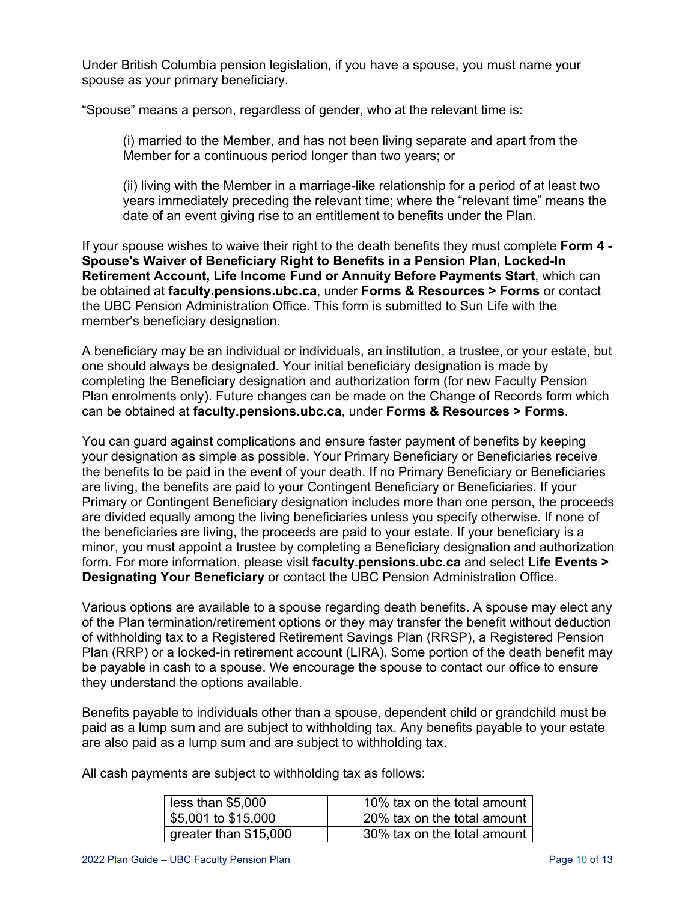Under British Columbia pension legislation, if you have a spouse, you must name your spouse as your primary beneficiary.

"Spouse" means a person, regardless of gender, who at the relevant time is:

(i) married to the Member, and has not been living separate and apart from the Member for a continuous period longer than two years; or

(ii) living with the Member in a marriage-like relationship for a period of at least two years immediately preceding the relevant time; where the "relevant time" means the date of an event giving rise to an entitlement to benefits under the Plan.

If your spouse wishes to waive their right to the death benefits they must complete **Form 4 - Spouse's Waiver of Beneficiary Right to Benefits in a Pension Plan, Locked-In Retirement Account, Life Income Fund or Annuity Before Payments Start**, which can be obtained at **faculty.pensions.ubc.ca**, under **Forms & Resources > Forms** or contact the UBC Pension Administration Office. This form is submitted to Sun Life with the member's beneficiary designation.

A beneficiary may be an individual or individuals, an institution, a trustee, or your estate, but one should always be designated. Your initial beneficiary designation is made by completing the Beneficiary designation and authorization form (for new Faculty Pension Plan enrolments only). Future changes can be made on the Change of Records form which can be obtained at **faculty.pensions.ubc.ca**, under **Forms & Resources > Forms**.

You can guard against complications and ensure faster payment of benefits by keeping your designation as simple as possible. Your Primary Beneficiary or Beneficiaries receive the benefits to be paid in the event of your death. If no Primary Beneficiary or Beneficiaries are living, the benefits are paid to your Contingent Beneficiary or Beneficiaries. If your Primary or Contingent Beneficiary designation includes more than one person, the proceeds are divided equally among the living beneficiaries unless you specify otherwise. If none of the beneficiaries are living, the proceeds are paid to your estate. If your beneficiary is a minor, you must appoint a trustee by completing a Beneficiary designation and authorization form. For more information, please visit **faculty.pensions.ubc.ca** and select **Life Events > Designating Your Beneficiary** or contact the UBC Pension Administration Office.

Various options are available to a spouse regarding death benefits. A spouse may elect any of the Plan termination/retirement options or they may transfer the benefit without deduction of withholding tax to a Registered Retirement Savings Plan (RRSP), a Registered Pension Plan (RRP) or a locked-in retirement account (LIRA). Some portion of the death benefit may be payable in cash to a spouse. We encourage the spouse to contact our office to ensure they understand the options available.

Benefits payable to individuals other than a spouse, dependent child or grandchild must be paid as a lump sum and are subject to withholding tax. Any benefits payable to your estate are also paid as a lump sum and are subject to withholding tax.

All cash payments are subject to withholding tax as follows:

| | |
|---|---|
| less than $5,000 | 10% tax on the total amount |
| $5,001 to $15,000 | 20% tax on the total amount |
| greater than $15,000 | 30% tax on the total amount |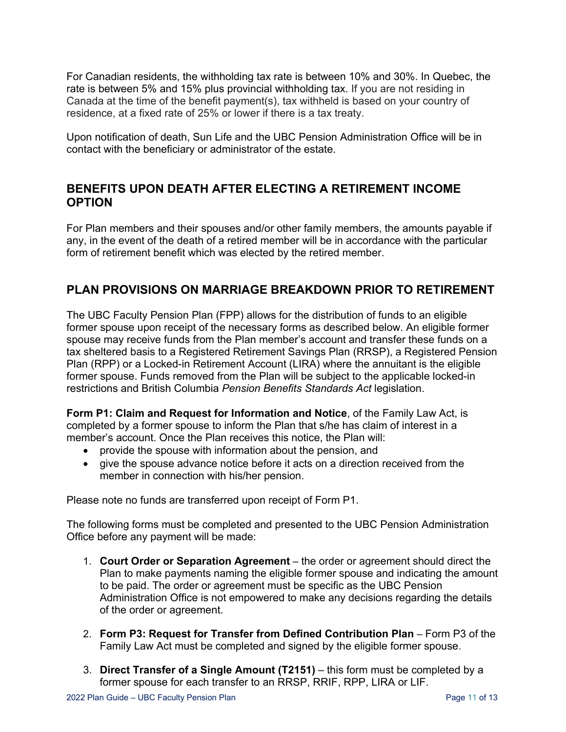For Canadian residents, the withholding tax rate is between 10% and 30%. In Quebec, the rate is between 5% and 15% plus provincial withholding tax. If you are not residing in Canada at the time of the benefit payment(s), tax withheld is based on your country of residence, at a fixed rate of 25% or lower if there is a tax treaty.

Upon notification of death, Sun Life and the UBC Pension Administration Office will be in contact with the beneficiary or administrator of the estate.

## BENEFITS UPON DEATH AFTER ELECTING A RETIREMENT INCOME OPTION

For Plan members and their spouses and/or other family members, the amounts payable if any, in the event of the death of a retired member will be in accordance with the particular form of retirement benefit which was elected by the retired member.

## PLAN PROVISIONS ON MARRIAGE BREAKDOWN PRIOR TO RETIREMENT

The UBC Faculty Pension Plan (FPP) allows for the distribution of funds to an eligible former spouse upon receipt of the necessary forms as described below. An eligible former spouse may receive funds from the Plan member's account and transfer these funds on a tax sheltered basis to a Registered Retirement Savings Plan (RRSP), a Registered Pension Plan (RPP) or a Locked-in Retirement Account (LIRA) where the annuitant is the eligible former spouse. Funds removed from the Plan will be subject to the applicable locked-in restrictions and British Columbia *Pension Benefits Standards Act* legislation.

**Form P1: Claim and Request for Information and Notice**, of the Family Law Act, is completed by a former spouse to inform the Plan that s/he has claim of interest in a member's account. Once the Plan receives this notice, the Plan will:

- provide the spouse with information about the pension, and
- give the spouse advance notice before it acts on a direction received from the member in connection with his/her pension.

Please note no funds are transferred upon receipt of Form P1.

The following forms must be completed and presented to the UBC Pension Administration Office before any payment will be made:

1. **Court Order or Separation Agreement** – the order or agreement should direct the Plan to make payments naming the eligible former spouse and indicating the amount to be paid. The order or agreement must be specific as the UBC Pension Administration Office is not empowered to make any decisions regarding the details of the order or agreement.

2. **Form P3: Request for Transfer from Defined Contribution Plan** – Form P3 of the Family Law Act must be completed and signed by the eligible former spouse.

3. **Direct Transfer of a Single Amount (T2151)** – this form must be completed by a former spouse for each transfer to an RRSP, RRIF, RPP, LIRA or LIF.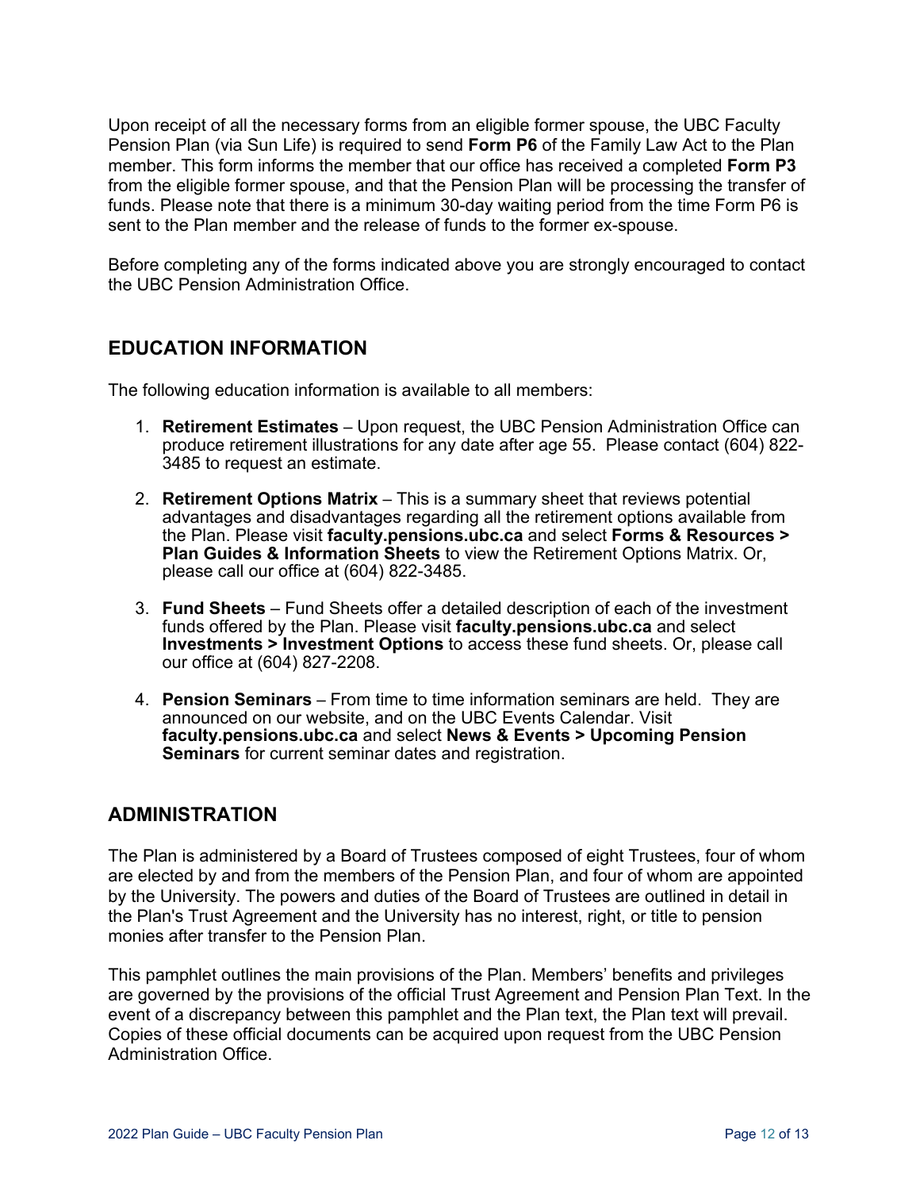Upon receipt of all the necessary forms from an eligible former spouse, the UBC Faculty Pension Plan (via Sun Life) is required to send **Form P6** of the Family Law Act to the Plan member. This form informs the member that our office has received a completed **Form P3** from the eligible former spouse, and that the Pension Plan will be processing the transfer of funds. Please note that there is a minimum 30-day waiting period from the time Form P6 is sent to the Plan member and the release of funds to the former ex-spouse.

Before completing any of the forms indicated above you are strongly encouraged to contact the UBC Pension Administration Office.

## EDUCATION INFORMATION

The following education information is available to all members:

1. **Retirement Estimates** – Upon request, the UBC Pension Administration Office can produce retirement illustrations for any date after age 55. Please contact (604) 822-3485 to request an estimate.

2. **Retirement Options Matrix** – This is a summary sheet that reviews potential advantages and disadvantages regarding all the retirement options available from the Plan. Please visit **faculty.pensions.ubc.ca** and select **Forms & Resources > Plan Guides & Information Sheets** to view the Retirement Options Matrix. Or, please call our office at (604) 822-3485.

3. **Fund Sheets** – Fund Sheets offer a detailed description of each of the investment funds offered by the Plan. Please visit **faculty.pensions.ubc.ca** and select **Investments > Investment Options** to access these fund sheets. Or, please call our office at (604) 827-2208.

4. **Pension Seminars** – From time to time information seminars are held. They are announced on our website, and on the UBC Events Calendar. Visit **faculty.pensions.ubc.ca** and select **News & Events > Upcoming Pension Seminars** for current seminar dates and registration.

## ADMINISTRATION

The Plan is administered by a Board of Trustees composed of eight Trustees, four of whom are elected by and from the members of the Pension Plan, and four of whom are appointed by the University. The powers and duties of the Board of Trustees are outlined in detail in the Plan's Trust Agreement and the University has no interest, right, or title to pension monies after transfer to the Pension Plan.

This pamphlet outlines the main provisions of the Plan. Members' benefits and privileges are governed by the provisions of the official Trust Agreement and Pension Plan Text. In the event of a discrepancy between this pamphlet and the Plan text, the Plan text will prevail. Copies of these official documents can be acquired upon request from the UBC Pension Administration Office.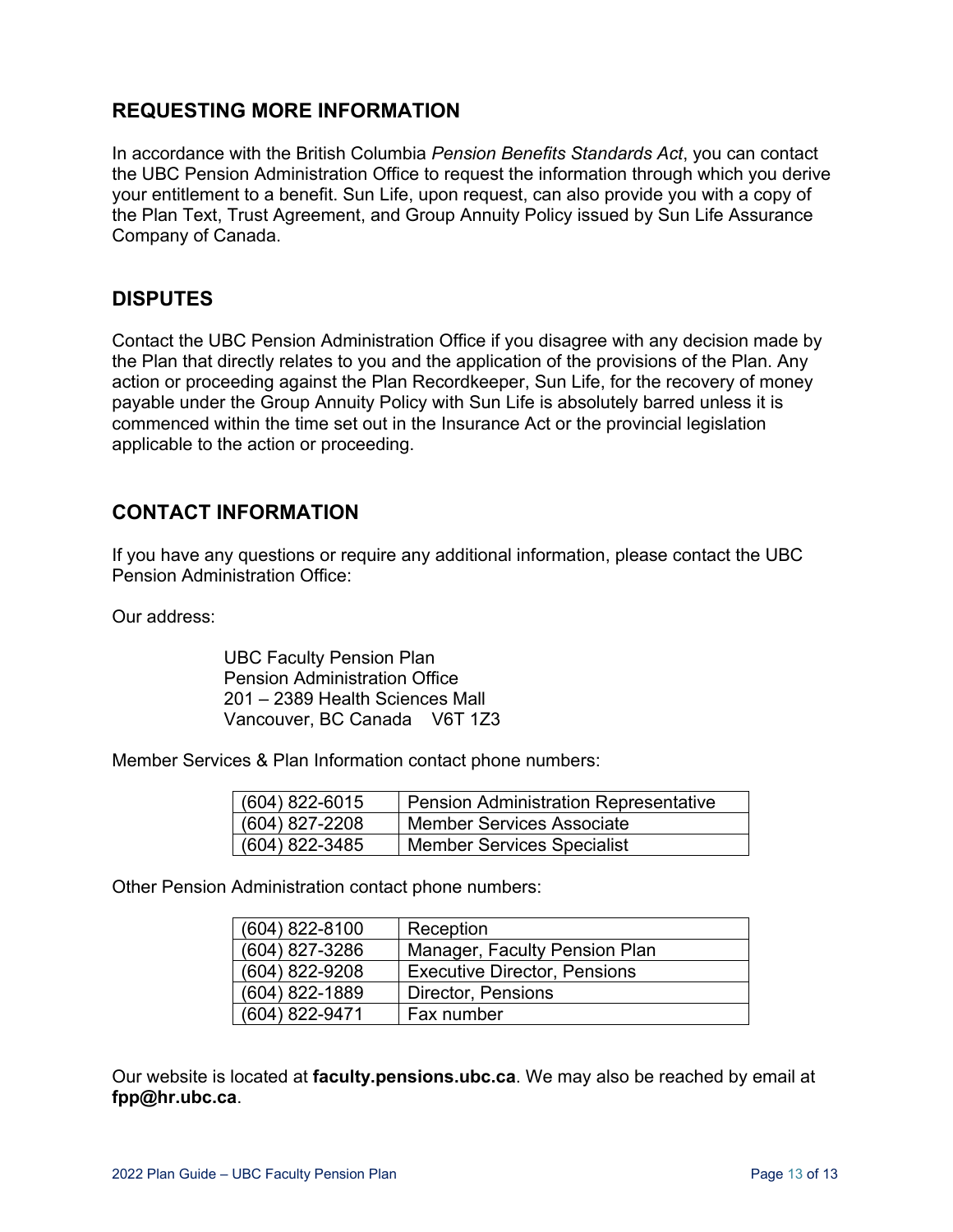## REQUESTING MORE INFORMATION

In accordance with the British Columbia *Pension Benefits Standards Act*, you can contact the UBC Pension Administration Office to request the information through which you derive your entitlement to a benefit. Sun Life, upon request, can also provide you with a copy of the Plan Text, Trust Agreement, and Group Annuity Policy issued by Sun Life Assurance Company of Canada.

## DISPUTES

Contact the UBC Pension Administration Office if you disagree with any decision made by the Plan that directly relates to you and the application of the provisions of the Plan. Any action or proceeding against the Plan Recordkeeper, Sun Life, for the recovery of money payable under the Group Annuity Policy with Sun Life is absolutely barred unless it is commenced within the time set out in the Insurance Act or the provincial legislation applicable to the action or proceeding.

## CONTACT INFORMATION

If you have any questions or require any additional information, please contact the UBC Pension Administration Office:

Our address:

UBC Faculty Pension Plan
Pension Administration Office
201 – 2389 Health Sciences Mall
Vancouver, BC Canada V6T 1Z3

Member Services & Plan Information contact phone numbers:

| | |
|---|---|
| (604) 822-6015 | Pension Administration Representative |
| (604) 827-2208 | Member Services Associate |
| (604) 822-3485 | Member Services Specialist |

Other Pension Administration contact phone numbers:

| | |
|---|---|
| (604) 822-8100 | Reception |
| (604) 827-3286 | Manager, Faculty Pension Plan |
| (604) 822-9208 | Executive Director, Pensions |
| (604) 822-1889 | Director, Pensions |
| (604) 822-9471 | Fax number |

Our website is located at **faculty.pensions.ubc.ca**. We may also be reached by email at **fpp@hr.ubc.ca**.